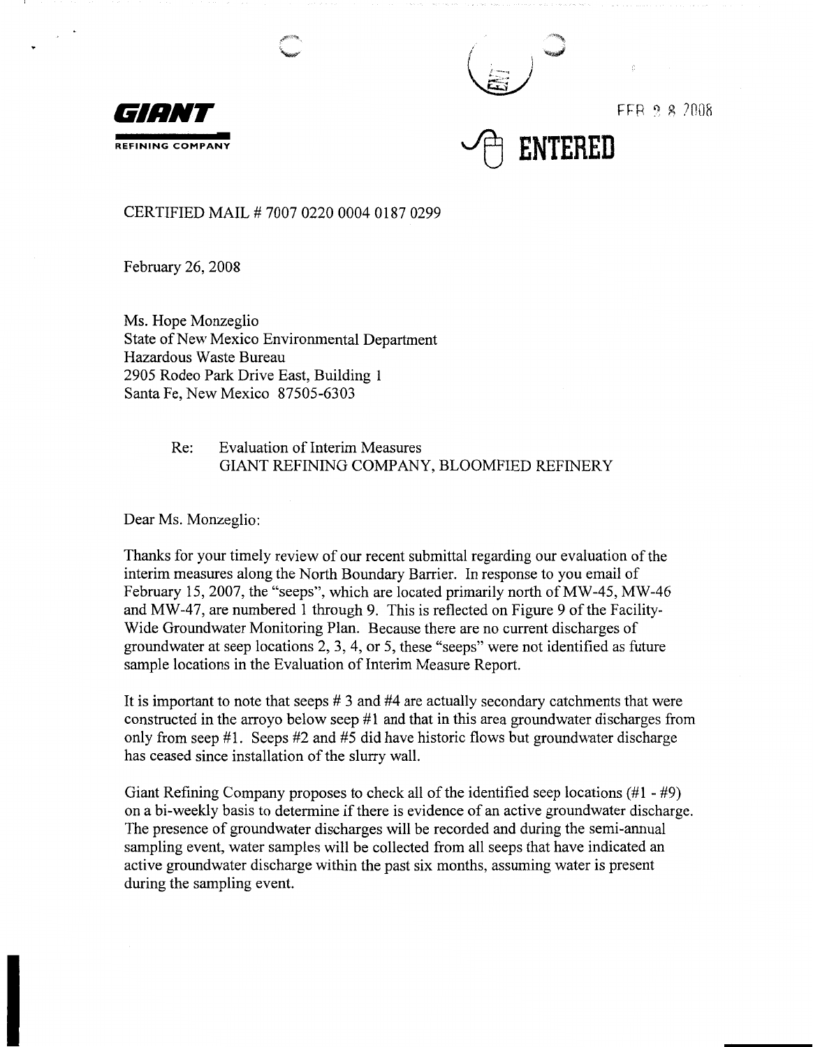**GIANT**

**REFINING COMPANY**

FEB 28 2008

**ENTERED**

CERTIFIED MAIL # 7007 0220 0004 0187 0299

February 26, 2008

Ms. Hope Monzeglio
State of New Mexico Environmental Department
Hazardous Waste Bureau
2905 Rodeo Park Drive East, Building 1
Santa Fe, New Mexico 87505-6303

Re: Evaluation of Interim Measures
GIANT REFINING COMPANY, BLOOMFIED REFINERY

Dear Ms. Monzeglio:

Thanks for your timely review of our recent submittal regarding our evaluation of the interim measures along the North Boundary Barrier. In response to you email of February 15, 2007, the "seeps", which are located primarily north of MW-45, MW-46 and MW-47, are numbered 1 through 9. This is reflected on Figure 9 of the Facility-Wide Groundwater Monitoring Plan. Because there are no current discharges of groundwater at seep locations 2, 3, 4, or 5, these "seeps" were not identified as future sample locations in the Evaluation of Interim Measure Report.

It is important to note that seeps # 3 and #4 are actually secondary catchments that were constructed in the arroyo below seep #1 and that in this area groundwater discharges from only from seep #1. Seeps #2 and #5 did have historic flows but groundwater discharge has ceased since installation of the slurry wall.

Giant Refining Company proposes to check all of the identified seep locations (#1 - #9) on a bi-weekly basis to determine if there is evidence of an active groundwater discharge. The presence of groundwater discharges will be recorded and during the semi-annual sampling event, water samples will be collected from all seeps that have indicated an active groundwater discharge within the past six months, assuming water is present during the sampling event.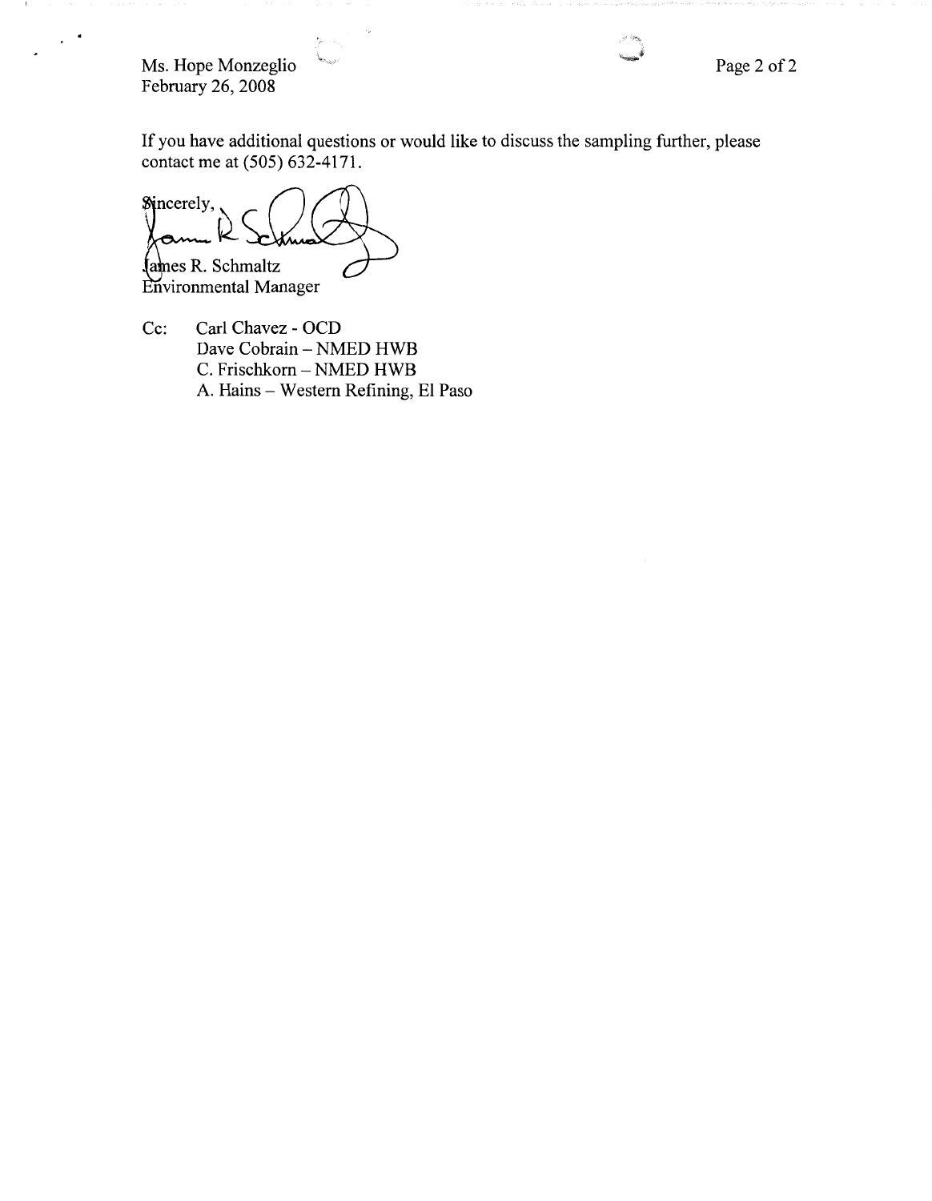If you have additional questions or would like to discuss the sampling further, please contact me at (505) 632-4171.

Sincerely,

James R. Schmaltz
Environmental Manager

Cc: Carl Chavez - OCD
Dave Cobrain – NMED HWB
C. Frischkorn – NMED HWB
A. Hains – Western Refining, El Paso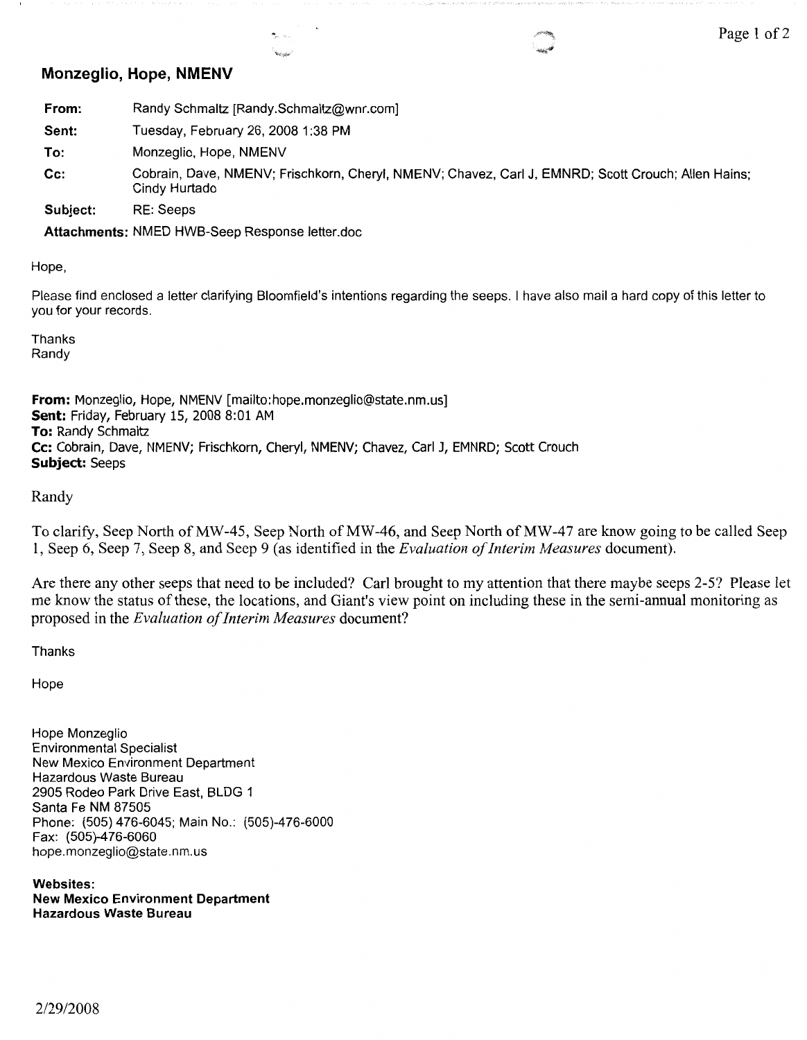## Monzeglio, Hope, NMENV

| | |
|---|---|
| **From:** | Randy Schmaltz [Randy.Schmaltz@wnr.com] |
| **Sent:** | Tuesday, February 26, 2008 1:38 PM |
| **To:** | Monzeglio, Hope, NMENV |
| **Cc:** | Cobrain, Dave, NMENV; Frischkorn, Cheryl, NMENV; Chavez, Carl J, EMNRD; Scott Crouch; Allen Hains; Cindy Hurtado |
| **Subject:** | RE: Seeps |
| **Attachments:** | NMED HWB-Seep Response letter.doc |

Hope,

Please find enclosed a letter clarifying Bloomfield's intentions regarding the seeps. I have also mail a hard copy of this letter to you for your records.

Thanks
Randy

**From:** Monzeglio, Hope, NMENV [mailto:hope.monzeglio@state.nm.us]
**Sent:** Friday, February 15, 2008 8:01 AM
**To:** Randy Schmaltz
**Cc:** Cobrain, Dave, NMENV; Frischkorn, Cheryl, NMENV; Chavez, Carl J, EMNRD; Scott Crouch
**Subject:** Seeps

Randy

To clarify, Seep North of MW-45, Seep North of MW-46, and Seep North of MW-47 are know going to be called Seep 1, Seep 6, Seep 7, Seep 8, and Seep 9 (as identified in the *Evaluation of Interim Measures* document).

Are there any other seeps that need to be included? Carl brought to my attention that there maybe seeps 2-5? Please let me know the status of these, the locations, and Giant's view point on including these in the semi-annual monitoring as proposed in the *Evaluation of Interim Measures* document?

Thanks

Hope

Hope Monzeglio
Environmental Specialist
New Mexico Environment Department
Hazardous Waste Bureau
2905 Rodeo Park Drive East, BLDG 1
Santa Fe NM 87505
Phone: (505) 476-6045; Main No.: (505)-476-6000
Fax: (505)-476-6060
hope.monzeglio@state.nm.us

**Websites:**
**New Mexico Environment Department**
**Hazardous Waste Bureau**

2/29/2008